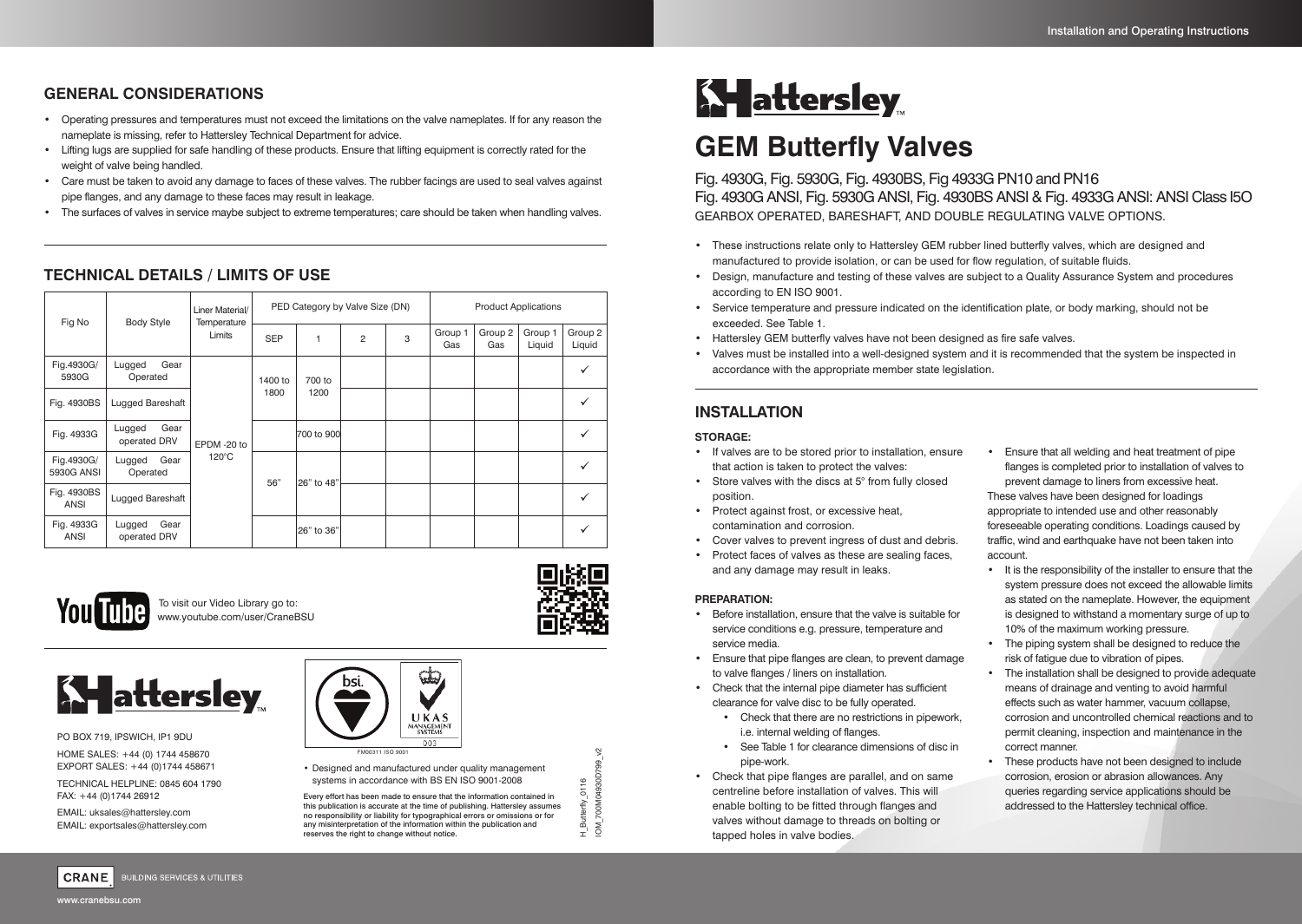## GENERAL CONSIDERATIONS

- Operating pressures and temperatures must not exceed the limitations on the valve nameplates. If for any reason the nameplate is missing, refer to Hattersley Technical Department for advice.
- Lifting lugs are supplied for safe handling of these products. Ensure that lifting equipment is correctly rated for the weight of valve being handled.
- Care must be taken to avoid any damage to faces of these valves. The rubber facings are used to seal valves against pipe flanges, and any damage to these faces may result in leakage.
- The surfaces of valves in service maybe subject to extreme temperatures; care should be taken when handling valves.

## TECHNICAL DETAILS / LIMITS OF USE

| Fig No | Body Style | Liner Material/ Temperature Limits | PED Category by Valve Size (DN) | | | | Product Applications | | | |
|---|---|---|---|---|---|---|---|---|---|---|
| | | | SEP | 1 | 2 | 3 | Group 1 Gas | Group 2 Gas | Group 1 Liquid | Group 2 Liquid |
| Fig.4930G/ 5930G | Lugged Gear Operated | EPDM -20 to 120°C | 1400 to 1800 | 700 to 1200 | | | | | | ✓ |
| Fig. 4930BS | Lugged Bareshaft | | | | | | | | | ✓ |
| Fig. 4933G | Lugged Gear operated DRV | | | 700 to 900 | | | | | | ✓ |
| Fig.4930G/ 5930G ANSI | Lugged Gear Operated | | 56" | 26" to 48" | | | | | | ✓ |
| Fig. 4930BS ANSI | Lugged Bareshaft | | | | | | | | | ✓ |
| Fig. 4933G ANSI | Lugged Gear operated DRV | | | 26" to 36" | | | | | | ✓ |

To visit our Video Library go to: www.youtube.com/user/CraneBSU

PO BOX 719, IPSWICH, IP1 9DU

HOME SALES: +44 (0) 1744 458670
EXPORT SALES: +44 (0)1744 458671

TECHNICAL HELPLINE: 0845 604 1790
FAX: +44 (0)1744 26912

EMAIL: uksales@hattersley.com
EMAIL: exportsales@hattersley.com

FM00311 ISO 9001

- Designed and manufactured under quality management systems in accordance with BS EN ISO 9001-2008

Every effort has been made to ensure that the information contained in this publication is accurate at the time of publishing. Hattersley assumes no responsibility or liability for typographical errors or omissions or for any misinterpretation of the information within the publication and reserves the right to change without notice.

H_Butterfly_0116
IOM_700M04930D799_v2

Installation and Operating Instructions

# GEM Butterfly Valves

Fig. 4930G, Fig. 5930G, Fig. 4930BS, Fig 4933G PN10 and PN16
Fig. 4930G ANSI, Fig. 5930G ANSI, Fig. 4930BS ANSI & Fig. 4933G ANSI: ANSI Class 150
GEARBOX OPERATED, BARESHAFT, AND DOUBLE REGULATING VALVE OPTIONS.

- These instructions relate only to Hattersley GEM rubber lined butterfly valves, which are designed and manufactured to provide isolation, or can be used for flow regulation, of suitable fluids.
- Design, manufacture and testing of these valves are subject to a Quality Assurance System and procedures according to EN ISO 9001.
- Service temperature and pressure indicated on the identification plate, or body marking, should not be exceeded. See Table 1.
- Hattersley GEM butterfly valves have not been designed as fire safe valves.
- Valves must be installed into a well-designed system and it is recommended that the system be inspected in accordance with the appropriate member state legislation.

## INSTALLATION

### STORAGE:

- If valves are to be stored prior to installation, ensure that action is taken to protect the valves:
- Store valves with the discs at 5° from fully closed position.
- Protect against frost, or excessive heat, contamination and corrosion.
- Cover valves to prevent ingress of dust and debris.
- Protect faces of valves as these are sealing faces, and any damage may result in leaks.

### PREPARATION:

- Before installation, ensure that the valve is suitable for service conditions e.g. pressure, temperature and service media.
- Ensure that pipe flanges are clean, to prevent damage to valve flanges / liners on installation.
- Check that the internal pipe diameter has sufficient clearance for valve disc to be fully operated.
  - Check that there are no restrictions in pipework, i.e. internal welding of flanges.
  - See Table 1 for clearance dimensions of disc in pipe-work.
- Check that pipe flanges are parallel, and on same centreline before installation of valves. This will enable bolting to be fitted through flanges and valves without damage to threads on bolting or tapped holes in valve bodies.
- Ensure that all welding and heat treatment of pipe flanges is completed prior to installation of valves to prevent damage to liners from excessive heat.

These valves have been designed for loadings appropriate to intended use and other reasonably foreseeable operating conditions. Loadings caused by traffic, wind and earthquake have not been taken into account.

- It is the responsibility of the installer to ensure that the system pressure does not exceed the allowable limits as stated on the nameplate. However, the equipment is designed to withstand a momentary surge of up to 10% of the maximum working pressure.
- The piping system shall be designed to reduce the risk of fatigue due to vibration of pipes.
- The installation shall be designed to provide adequate means of drainage and venting to avoid harmful effects such as water hammer, vacuum collapse, corrosion and uncontrolled chemical reactions and to permit cleaning, inspection and maintenance in the correct manner.
- These products have not been designed to include corrosion, erosion or abrasion allowances. Any queries regarding service applications should be addressed to the Hattersley technical office.

CRANE BUILDING SERVICES & UTILITIES

www.cranebsu.com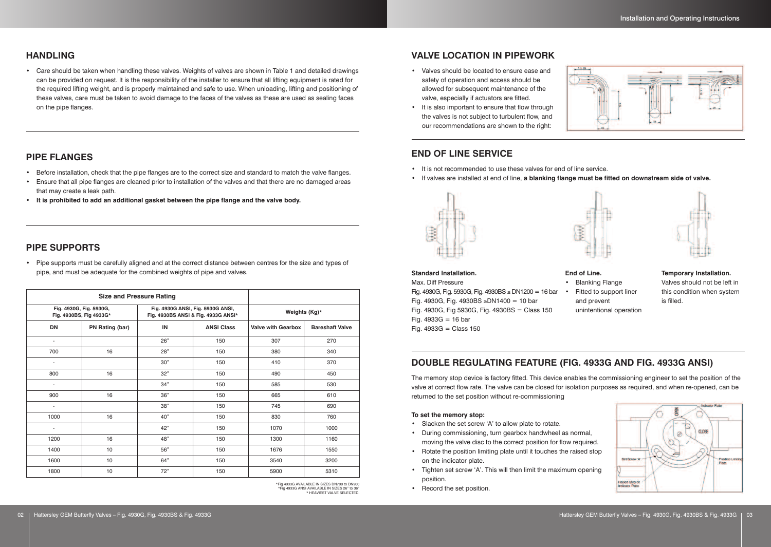## HANDLING

- Care should be taken when handling these valves. Weights of valves are shown in Table 1 and detailed drawings can be provided on request. It is the responsibility of the installer to ensure that all lifting equipment is rated for the required lifting weight, and is properly maintained and safe to use. When unloading, lifting and positioning of these valves, care must be taken to avoid damage to the faces of the valves as these are used as sealing faces on the pipe flanges.

## PIPE FLANGES

- Before installation, check that the pipe flanges are to the correct size and standard to match the valve flanges.
- Ensure that all pipe flanges are cleaned prior to installation of the valves and that there are no damaged areas that may create a leak path.
- **It is prohibited to add an additional gasket between the pipe flange and the valve body.**

## PIPE SUPPORTS

- Pipe supports must be carefully aligned and at the correct distance between centres for the size and types of pipe, and must be adequate for the combined weights of pipe and valves.

| Size and Pressure Rating | | | | | |
|---|---|---|---|---|---|
| Fig. 4930G, Fig. 5930G, Fig. 4930BS, Fig 4933G* | | Fig. 4930G ANSI, Fig. 5930G ANSI, Fig. 4930BS ANSI & Fig. 4933G ANSI* | | Weights (Kg)* | |
| DN | PN Rating (bar) | IN | ANSI Class | Valve with Gearbox | Bareshaft Valve |
| - | | 26" | 150 | 307 | 270 |
| 700 | 16 | 28" | 150 | 380 | 340 |
| - | | 30" | 150 | 410 | 370 |
| 800 | 16 | 32" | 150 | 490 | 450 |
| - | | 34" | 150 | 585 | 530 |
| 900 | 16 | 36" | 150 | 665 | 610 |
| - | | 38" | 150 | 745 | 690 |
| 1000 | 16 | 40" | 150 | 830 | 760 |
| - | | 42" | 150 | 1070 | 1000 |
| 1200 | 16 | 48" | 150 | 1300 | 1160 |
| 1400 | 10 | 56" | 150 | 1676 | 1550 |
| 1600 | 10 | 64" | 150 | 3540 | 3200 |
| 1800 | 10 | 72" | 150 | 5900 | 5310 |

*Fig 4933G AVAILABLE IN SIZES DN700 to DN900
*Fig 4933G ANSI AVAILABLE IN SIZES 26" to 36"
* HEAVIEST VALVE SELECTED.

## VALVE LOCATION IN PIPEWORK

- Valves should be located to ensure ease and safety of operation and access should be allowed for subsequent maintenance of the valve, especially if actuators are fitted.
- It is also important to ensure that flow through the valves is not subject to turbulent flow, and our recommendations are shown to the right:

## END OF LINE SERVICE

- It is not recommended to use these valves for end of line service.
- If valves are installed at end of line, **a blanking flange must be fitted on downstream side of valve.**

**Standard Installation.**
Max. Diff Pressure
Fig. 4930G, Fig. 5930G, Fig. 4930BS ≤ DN1200 = 16 bar
Fig. 4930G, Fig. 4930BS ≥DN1400 = 10 bar
Fig. 4930G, Fig 5930G, Fig. 4930BS = Class 150
Fig. 4933G = 16 bar
Fig. 4933G = Class 150

**End of Line.**
- Blanking Flange
- Fitted to support liner and prevent unintentional operation

**Temporary Installation.**
Valves should not be left in this condition when system is filled.

## DOUBLE REGULATING FEATURE (FIG. 4933G AND FIG. 4933G ANSI)

The memory stop device is factory fitted. This device enables the commissioning engineer to set the position of the valve at correct flow rate. The valve can be closed for isolation purposes as required, and when re-opened, can be returned to the set position without re-commissioning

**To set the memory stop:**
- Slacken the set screw 'A' to allow plate to rotate.
- During commissioning, turn gearbox handwheel as normal, moving the valve disc to the correct position for flow required.
- Rotate the position limiting plate until it touches the raised stop on the indicator plate.
- Tighten set screw 'A'. This will then limit the maximum opening position.
- Record the set position.